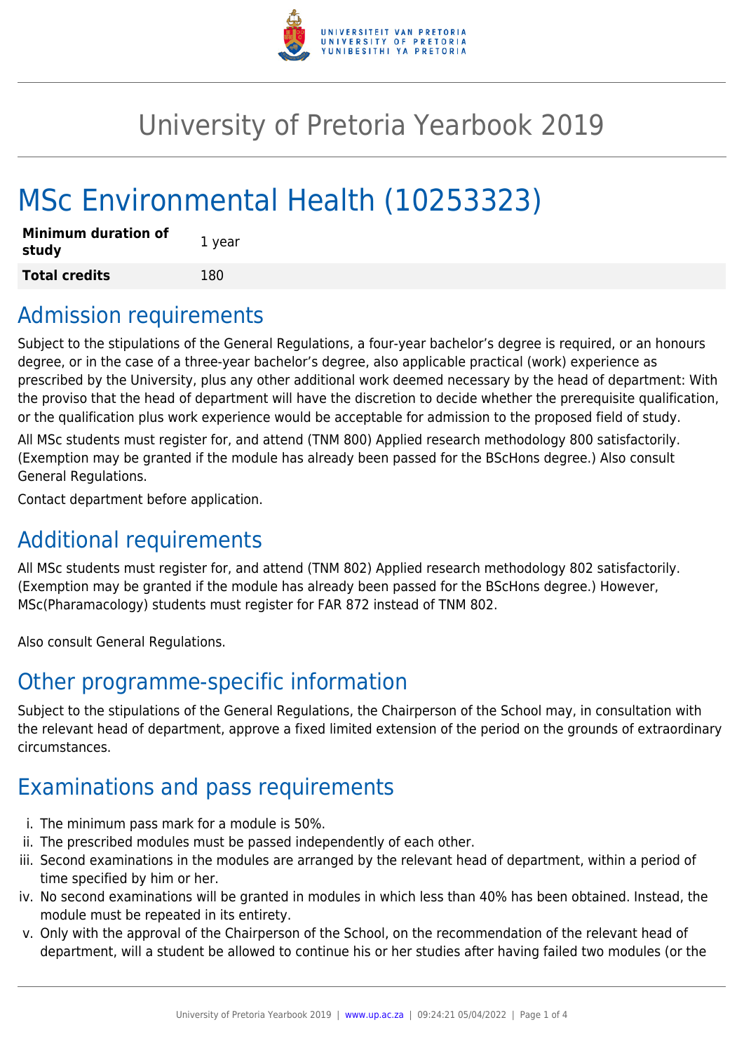# University of Pretoria Yearbook 2019

# MSc Environmental Health (10253323)

| **Minimum duration of study** | 1 year |
| --- | --- |
| **Total credits** | 180 |

## Admission requirements

Subject to the stipulations of the General Regulations, a four-year bachelor's degree is required, or an honours degree, or in the case of a three-year bachelor's degree, also applicable practical (work) experience as prescribed by the University, plus any other additional work deemed necessary by the head of department: With the proviso that the head of department will have the discretion to decide whether the prerequisite qualification, or the qualification plus work experience would be acceptable for admission to the proposed field of study.

All MSc students must register for, and attend (TNM 800) Applied research methodology 800 satisfactorily. (Exemption may be granted if the module has already been passed for the BScHons degree.) Also consult General Regulations.

Contact department before application.

## Additional requirements

All MSc students must register for, and attend (TNM 802) Applied research methodology 802 satisfactorily. (Exemption may be granted if the module has already been passed for the BScHons degree.) However, MSc(Pharamacology) students must register for FAR 872 instead of TNM 802.

Also consult General Regulations.

## Other programme-specific information

Subject to the stipulations of the General Regulations, the Chairperson of the School may, in consultation with the relevant head of department, approve a fixed limited extension of the period on the grounds of extraordinary circumstances.

## Examinations and pass requirements

i. The minimum pass mark for a module is 50%.
ii. The prescribed modules must be passed independently of each other.
iii. Second examinations in the modules are arranged by the relevant head of department, within a period of time specified by him or her.
iv. No second examinations will be granted in modules in which less than 40% has been obtained. Instead, the module must be repeated in its entirety.
v. Only with the approval of the Chairperson of the School, on the recommendation of the relevant head of department, will a student be allowed to continue his or her studies after having failed two modules (or the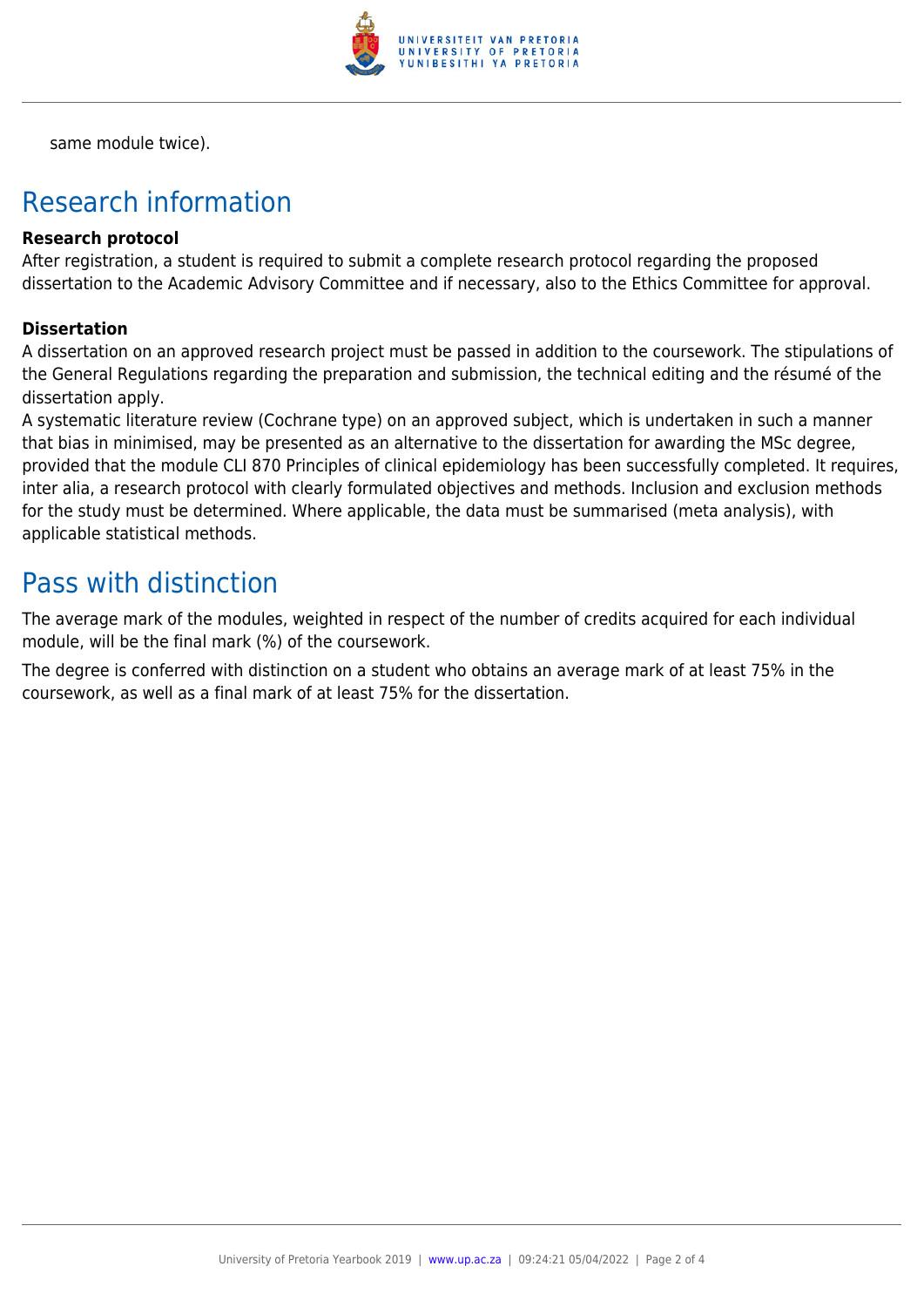same module twice).

## Research information

**Research protocol**

After registration, a student is required to submit a complete research protocol regarding the proposed dissertation to the Academic Advisory Committee and if necessary, also to the Ethics Committee for approval.

**Dissertation**

A dissertation on an approved research project must be passed in addition to the coursework. The stipulations of the General Regulations regarding the preparation and submission, the technical editing and the résumé of the dissertation apply.

A systematic literature review (Cochrane type) on an approved subject, which is undertaken in such a manner that bias in minimised, may be presented as an alternative to the dissertation for awarding the MSc degree, provided that the module CLI 870 Principles of clinical epidemiology has been successfully completed. It requires, inter alia, a research protocol with clearly formulated objectives and methods. Inclusion and exclusion methods for the study must be determined. Where applicable, the data must be summarised (meta analysis), with applicable statistical methods.

## Pass with distinction

The average mark of the modules, weighted in respect of the number of credits acquired for each individual module, will be the final mark (%) of the coursework.

The degree is conferred with distinction on a student who obtains an average mark of at least 75% in the coursework, as well as a final mark of at least 75% for the dissertation.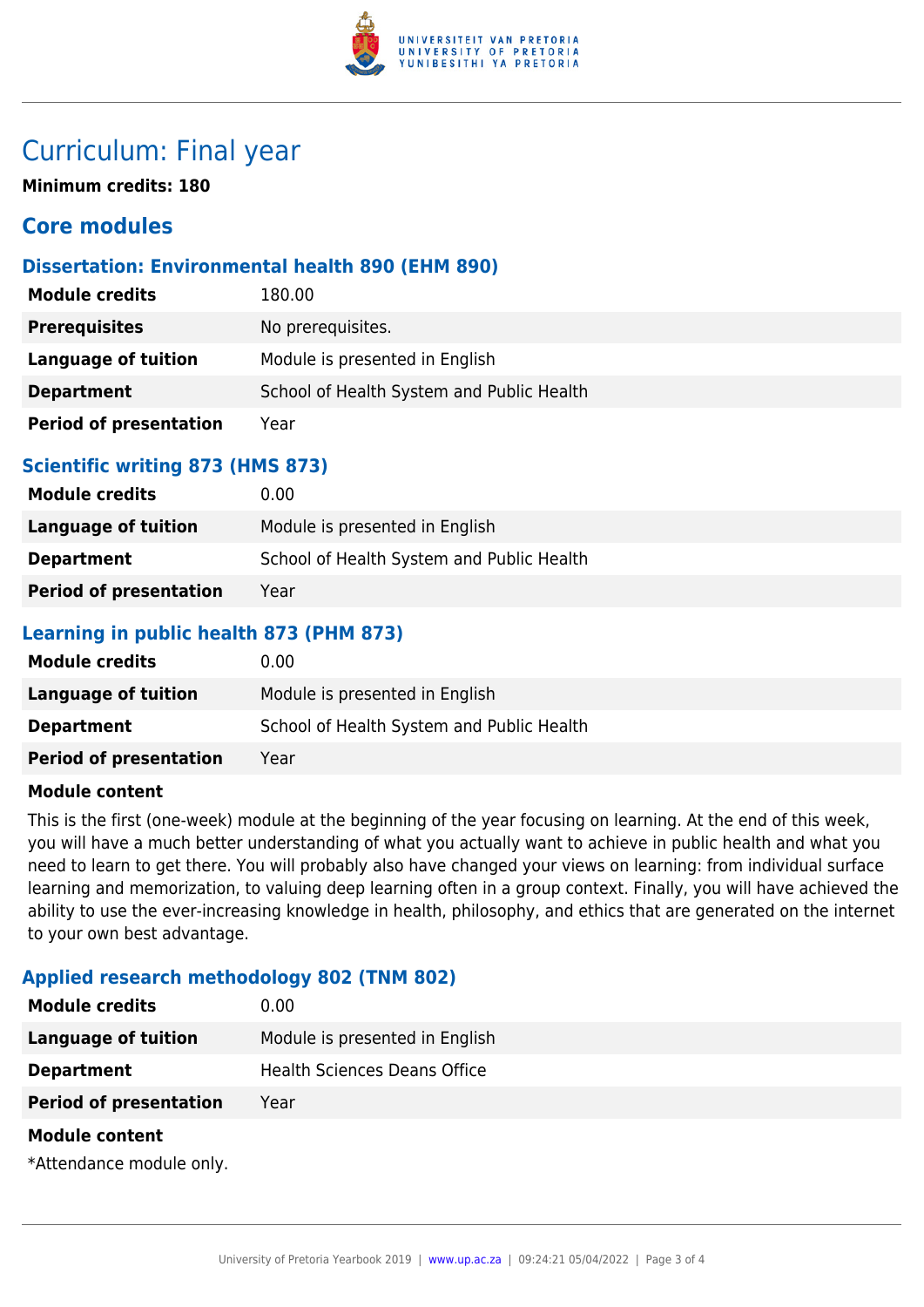# Curriculum: Final year

**Minimum credits: 180**

## Core modules

### Dissertation: Environmental health 890 (EHM 890)

| | |
|---|---|
| **Module credits** | 180.00 |
| **Prerequisites** | No prerequisites. |
| **Language of tuition** | Module is presented in English |
| **Department** | School of Health System and Public Health |
| **Period of presentation** | Year |

### Scientific writing 873 (HMS 873)

| | |
|---|---|
| **Module credits** | 0.00 |
| **Language of tuition** | Module is presented in English |
| **Department** | School of Health System and Public Health |
| **Period of presentation** | Year |

### Learning in public health 873 (PHM 873)

| | |
|---|---|
| **Module credits** | 0.00 |
| **Language of tuition** | Module is presented in English |
| **Department** | School of Health System and Public Health |
| **Period of presentation** | Year |

**Module content**

This is the first (one-week) module at the beginning of the year focusing on learning. At the end of this week, you will have a much better understanding of what you actually want to achieve in public health and what you need to learn to get there. You will probably also have changed your views on learning: from individual surface learning and memorization, to valuing deep learning often in a group context. Finally, you will have achieved the ability to use the ever-increasing knowledge in health, philosophy, and ethics that are generated on the internet to your own best advantage.

### Applied research methodology 802 (TNM 802)

| | |
|---|---|
| **Module credits** | 0.00 |
| **Language of tuition** | Module is presented in English |
| **Department** | Health Sciences Deans Office |
| **Period of presentation** | Year |

**Module content**

*Attendance module only.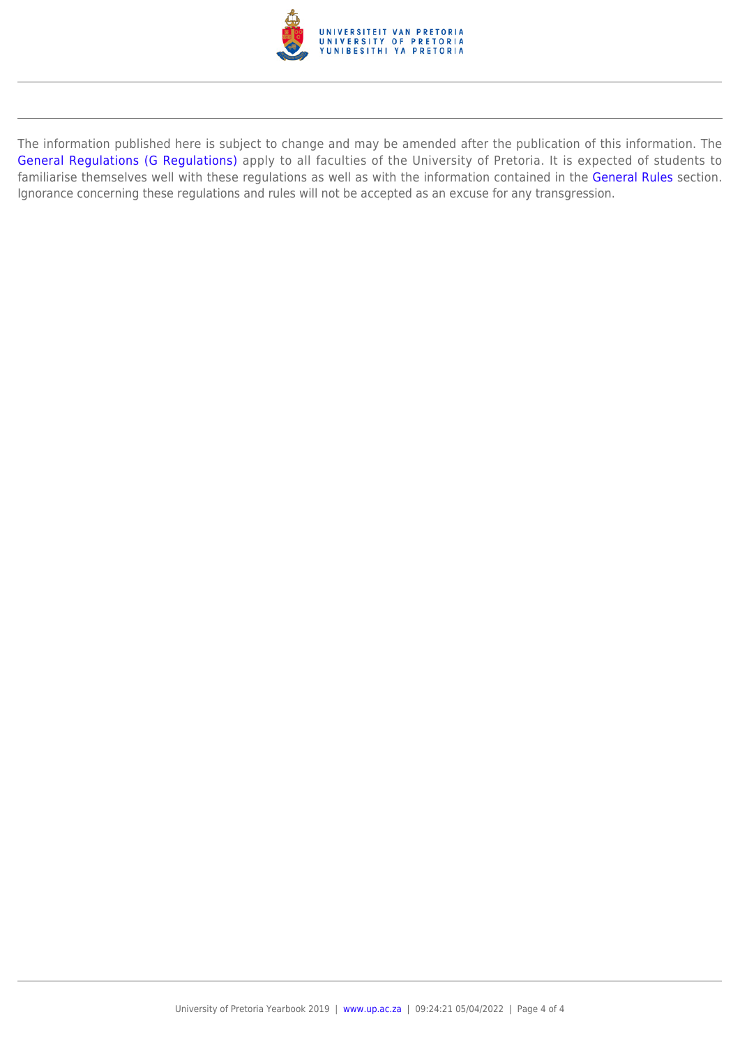The information published here is subject to change and may be amended after the publication of this information. The General Regulations (G Regulations) apply to all faculties of the University of Pretoria. It is expected of students to familiarise themselves well with these regulations as well as with the information contained in the General Rules section. Ignorance concerning these regulations and rules will not be accepted as an excuse for any transgression.